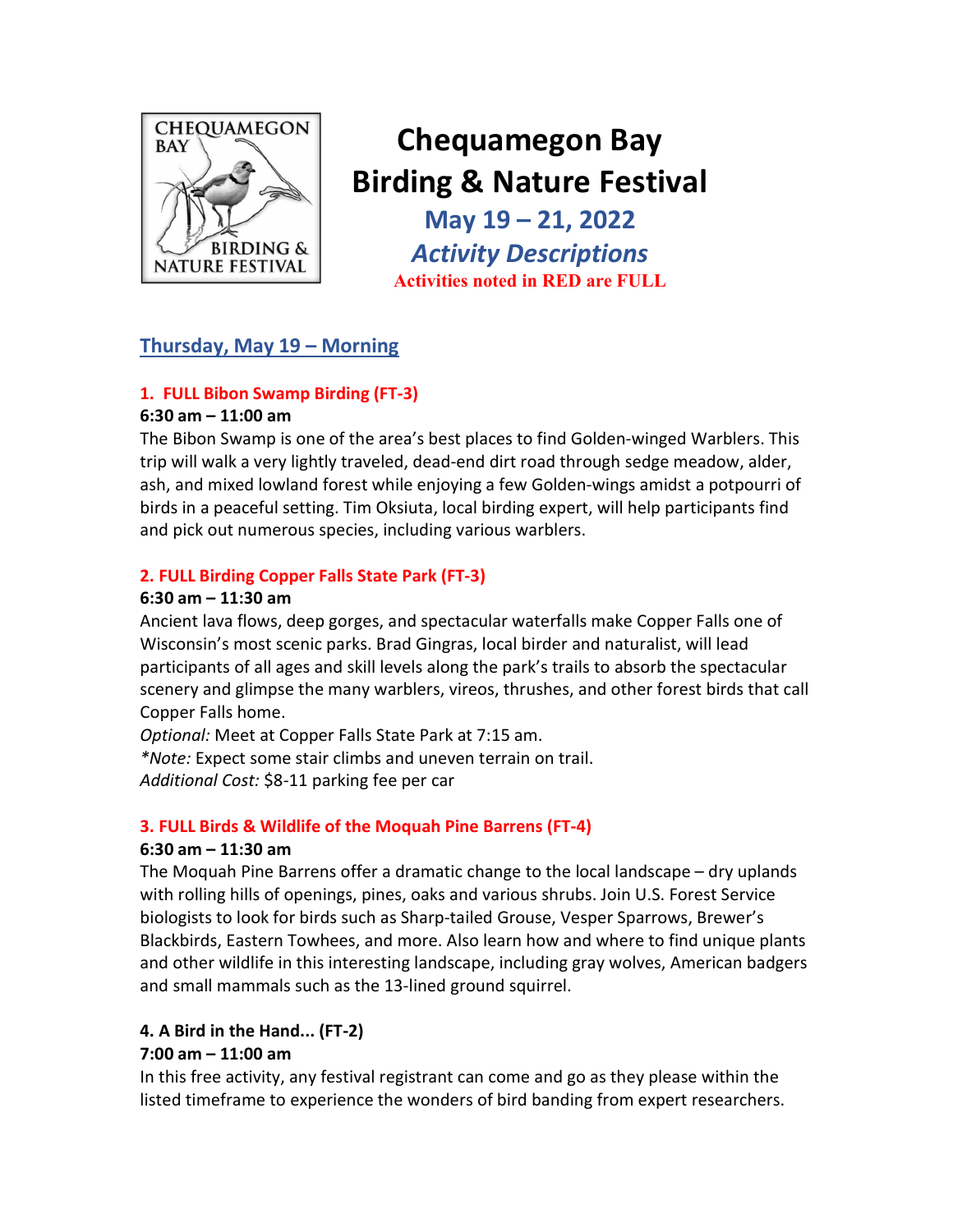# Chequamegon Bay Birding & Nature Festival

## May 19 – 21, 2022

## *Activity Descriptions*

**Activities noted in RED are FULL**

## Thursday, May 19 – Morning

### 1. FULL Bibon Swamp Birding (FT-3)

**6:30 am – 11:00 am**

The Bibon Swamp is one of the area's best places to find Golden-winged Warblers. This trip will walk a very lightly traveled, dead-end dirt road through sedge meadow, alder, ash, and mixed lowland forest while enjoying a few Golden-wings amidst a potpourri of birds in a peaceful setting. Tim Oksiuta, local birding expert, will help participants find and pick out numerous species, including various warblers.

### 2. FULL Birding Copper Falls State Park (FT-3)

**6:30 am – 11:30 am**

Ancient lava flows, deep gorges, and spectacular waterfalls make Copper Falls one of Wisconsin's most scenic parks. Brad Gingras, local birder and naturalist, will lead participants of all ages and skill levels along the park's trails to absorb the spectacular scenery and glimpse the many warblers, vireos, thrushes, and other forest birds that call Copper Falls home.

*Optional:* Meet at Copper Falls State Park at 7:15 am.

*\*Note:* Expect some stair climbs and uneven terrain on trail.

*Additional Cost:* $8-11 parking fee per car

### 3. FULL Birds & Wildlife of the Moquah Pine Barrens (FT-4)

**6:30 am – 11:30 am**

The Moquah Pine Barrens offer a dramatic change to the local landscape – dry uplands with rolling hills of openings, pines, oaks and various shrubs. Join U.S. Forest Service biologists to look for birds such as Sharp-tailed Grouse, Vesper Sparrows, Brewer's Blackbirds, Eastern Towhees, and more. Also learn how and where to find unique plants and other wildlife in this interesting landscape, including gray wolves, American badgers and small mammals such as the 13-lined ground squirrel.

### 4. A Bird in the Hand... (FT-2)

**7:00 am – 11:00 am**

In this free activity, any festival registrant can come and go as they please within the listed timeframe to experience the wonders of bird banding from expert researchers.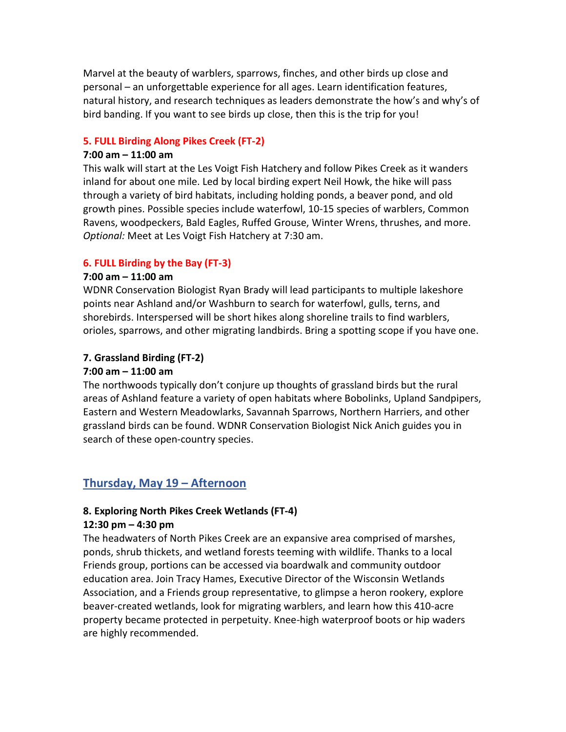Marvel at the beauty of warblers, sparrows, finches, and other birds up close and personal – an unforgettable experience for all ages. Learn identification features, natural history, and research techniques as leaders demonstrate the how's and why's of bird banding. If you want to see birds up close, then this is the trip for you!

### 5. FULL Birding Along Pikes Creek (FT-2)

**7:00 am – 11:00 am**

This walk will start at the Les Voigt Fish Hatchery and follow Pikes Creek as it wanders inland for about one mile. Led by local birding expert Neil Howk, the hike will pass through a variety of bird habitats, including holding ponds, a beaver pond, and old growth pines. Possible species include waterfowl, 10-15 species of warblers, Common Ravens, woodpeckers, Bald Eagles, Ruffed Grouse, Winter Wrens, thrushes, and more. *Optional:* Meet at Les Voigt Fish Hatchery at 7:30 am.

### 6. FULL Birding by the Bay (FT-3)

**7:00 am – 11:00 am**

WDNR Conservation Biologist Ryan Brady will lead participants to multiple lakeshore points near Ashland and/or Washburn to search for waterfowl, gulls, terns, and shorebirds. Interspersed will be short hikes along shoreline trails to find warblers, orioles, sparrows, and other migrating landbirds. Bring a spotting scope if you have one.

### 7. Grassland Birding (FT-2)

**7:00 am – 11:00 am**

The northwoods typically don't conjure up thoughts of grassland birds but the rural areas of Ashland feature a variety of open habitats where Bobolinks, Upland Sandpipers, Eastern and Western Meadowlarks, Savannah Sparrows, Northern Harriers, and other grassland birds can be found. WDNR Conservation Biologist Nick Anich guides you in search of these open-country species.

## Thursday, May 19 – Afternoon

### 8. Exploring North Pikes Creek Wetlands (FT-4)

**12:30 pm – 4:30 pm**

The headwaters of North Pikes Creek are an expansive area comprised of marshes, ponds, shrub thickets, and wetland forests teeming with wildlife. Thanks to a local Friends group, portions can be accessed via boardwalk and community outdoor education area. Join Tracy Hames, Executive Director of the Wisconsin Wetlands Association, and a Friends group representative, to glimpse a heron rookery, explore beaver-created wetlands, look for migrating warblers, and learn how this 410-acre property became protected in perpetuity. Knee-high waterproof boots or hip waders are highly recommended.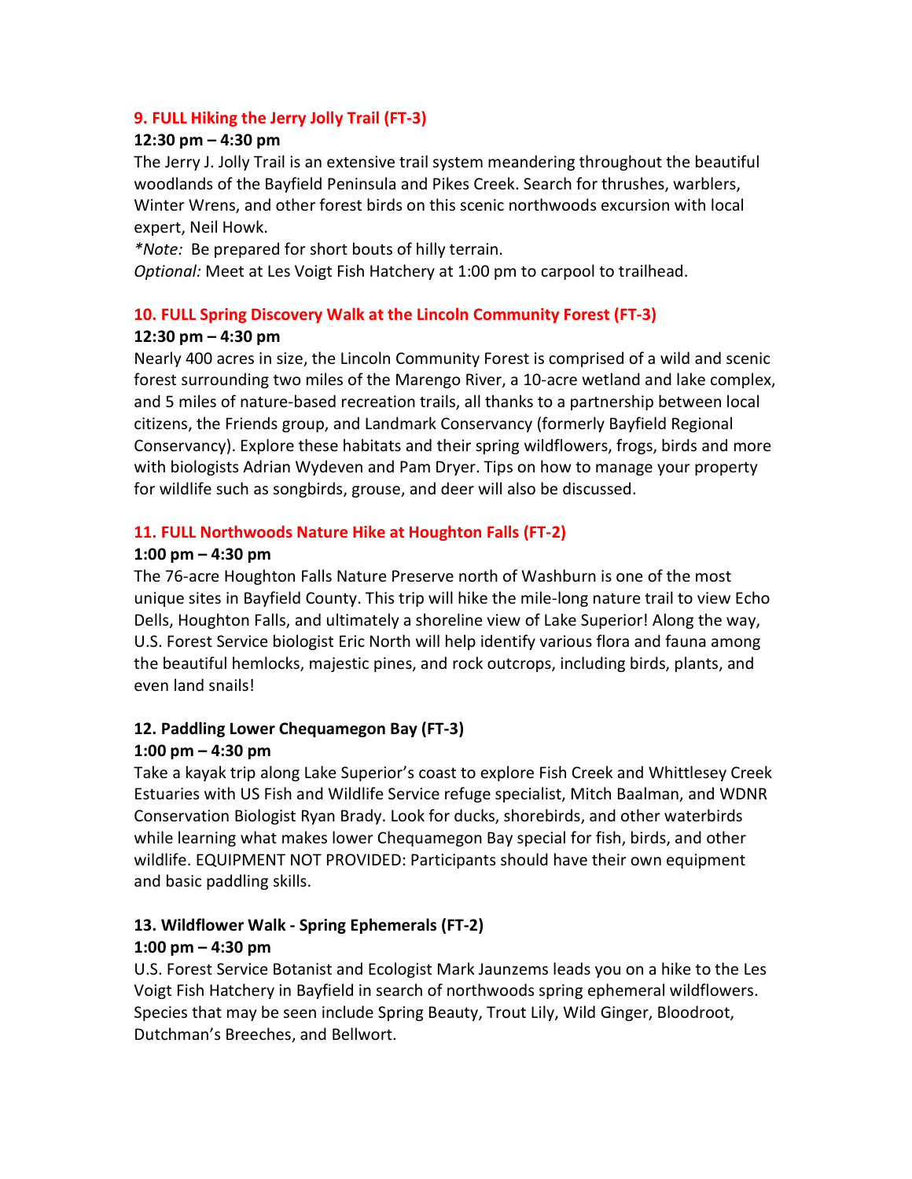### 9. FULL Hiking the Jerry Jolly Trail (FT-3)

**12:30 pm – 4:30 pm**

The Jerry J. Jolly Trail is an extensive trail system meandering throughout the beautiful woodlands of the Bayfield Peninsula and Pikes Creek. Search for thrushes, warblers, Winter Wrens, and other forest birds on this scenic northwoods excursion with local expert, Neil Howk.

*\*Note:* Be prepared for short bouts of hilly terrain.

*Optional:* Meet at Les Voigt Fish Hatchery at 1:00 pm to carpool to trailhead.

### 10. FULL Spring Discovery Walk at the Lincoln Community Forest (FT-3)

**12:30 pm – 4:30 pm**

Nearly 400 acres in size, the Lincoln Community Forest is comprised of a wild and scenic forest surrounding two miles of the Marengo River, a 10-acre wetland and lake complex, and 5 miles of nature-based recreation trails, all thanks to a partnership between local citizens, the Friends group, and Landmark Conservancy (formerly Bayfield Regional Conservancy). Explore these habitats and their spring wildflowers, frogs, birds and more with biologists Adrian Wydeven and Pam Dryer. Tips on how to manage your property for wildlife such as songbirds, grouse, and deer will also be discussed.

### 11. FULL Northwoods Nature Hike at Houghton Falls (FT-2)

**1:00 pm – 4:30 pm**

The 76-acre Houghton Falls Nature Preserve north of Washburn is one of the most unique sites in Bayfield County. This trip will hike the mile-long nature trail to view Echo Dells, Houghton Falls, and ultimately a shoreline view of Lake Superior! Along the way, U.S. Forest Service biologist Eric North will help identify various flora and fauna among the beautiful hemlocks, majestic pines, and rock outcrops, including birds, plants, and even land snails!

### 12. Paddling Lower Chequamegon Bay (FT-3)

**1:00 pm – 4:30 pm**

Take a kayak trip along Lake Superior's coast to explore Fish Creek and Whittlesey Creek Estuaries with US Fish and Wildlife Service refuge specialist, Mitch Baalman, and WDNR Conservation Biologist Ryan Brady. Look for ducks, shorebirds, and other waterbirds while learning what makes lower Chequamegon Bay special for fish, birds, and other wildlife. EQUIPMENT NOT PROVIDED: Participants should have their own equipment and basic paddling skills.

### 13. Wildflower Walk - Spring Ephemerals (FT-2)

**1:00 pm – 4:30 pm**

U.S. Forest Service Botanist and Ecologist Mark Jaunzems leads you on a hike to the Les Voigt Fish Hatchery in Bayfield in search of northwoods spring ephemeral wildflowers. Species that may be seen include Spring Beauty, Trout Lily, Wild Ginger, Bloodroot, Dutchman's Breeches, and Bellwort.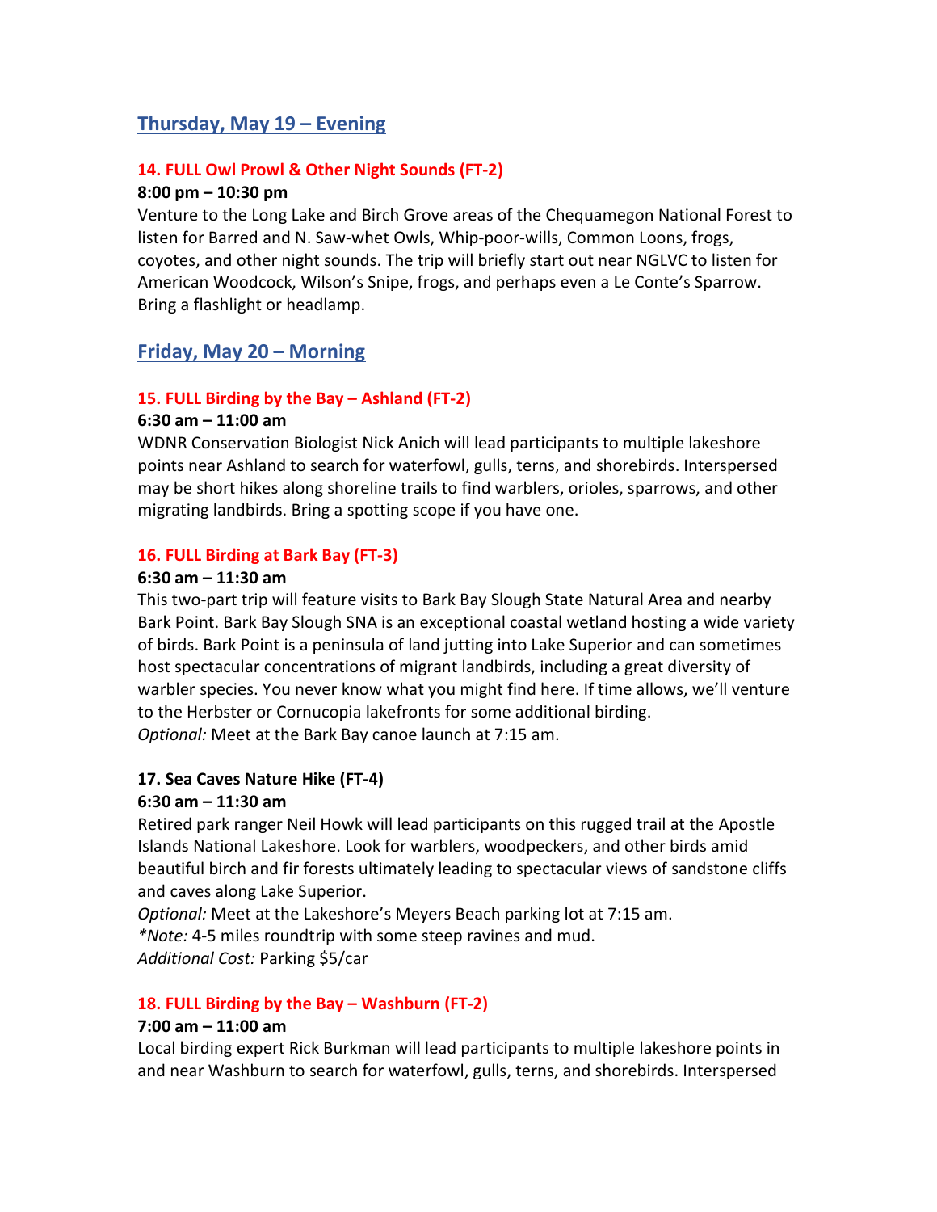## Thursday, May 19 – Evening

### 14. FULL Owl Prowl & Other Night Sounds (FT-2)

**8:00 pm – 10:30 pm**

Venture to the Long Lake and Birch Grove areas of the Chequamegon National Forest to listen for Barred and N. Saw-whet Owls, Whip-poor-wills, Common Loons, frogs, coyotes, and other night sounds. The trip will briefly start out near NGLVC to listen for American Woodcock, Wilson's Snipe, frogs, and perhaps even a Le Conte's Sparrow. Bring a flashlight or headlamp.

## Friday, May 20 – Morning

### 15. FULL Birding by the Bay – Ashland (FT-2)

**6:30 am – 11:00 am**

WDNR Conservation Biologist Nick Anich will lead participants to multiple lakeshore points near Ashland to search for waterfowl, gulls, terns, and shorebirds. Interspersed may be short hikes along shoreline trails to find warblers, orioles, sparrows, and other migrating landbirds. Bring a spotting scope if you have one.

### 16. FULL Birding at Bark Bay (FT-3)

**6:30 am – 11:30 am**

This two-part trip will feature visits to Bark Bay Slough State Natural Area and nearby Bark Point. Bark Bay Slough SNA is an exceptional coastal wetland hosting a wide variety of birds. Bark Point is a peninsula of land jutting into Lake Superior and can sometimes host spectacular concentrations of migrant landbirds, including a great diversity of warbler species. You never know what you might find here. If time allows, we'll venture to the Herbster or Cornucopia lakefronts for some additional birding.

*Optional:* Meet at the Bark Bay canoe launch at 7:15 am.

### 17. Sea Caves Nature Hike (FT-4)

**6:30 am – 11:30 am**

Retired park ranger Neil Howk will lead participants on this rugged trail at the Apostle Islands National Lakeshore. Look for warblers, woodpeckers, and other birds amid beautiful birch and fir forests ultimately leading to spectacular views of sandstone cliffs and caves along Lake Superior.

*Optional:* Meet at the Lakeshore's Meyers Beach parking lot at 7:15 am.

*\*Note:* 4-5 miles roundtrip with some steep ravines and mud.

*Additional Cost:* Parking $5/car

### 18. FULL Birding by the Bay – Washburn (FT-2)

**7:00 am – 11:00 am**

Local birding expert Rick Burkman will lead participants to multiple lakeshore points in and near Washburn to search for waterfowl, gulls, terns, and shorebirds. Interspersed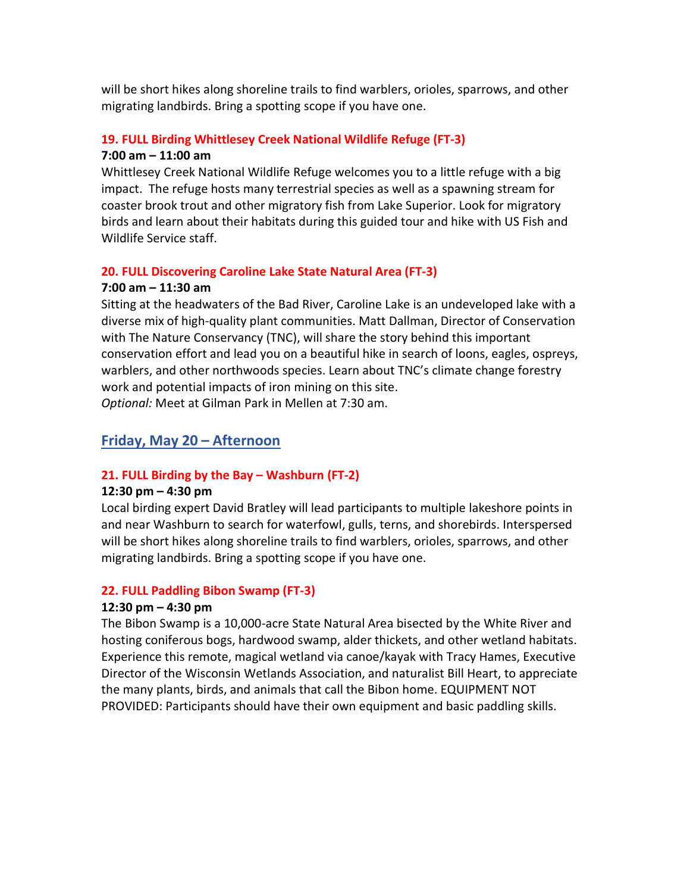will be short hikes along shoreline trails to find warblers, orioles, sparrows, and other migrating landbirds. Bring a spotting scope if you have one.

### 19. FULL Birding Whittlesey Creek National Wildlife Refuge (FT-3)

**7:00 am – 11:00 am**

Whittlesey Creek National Wildlife Refuge welcomes you to a little refuge with a big impact. The refuge hosts many terrestrial species as well as a spawning stream for coaster brook trout and other migratory fish from Lake Superior. Look for migratory birds and learn about their habitats during this guided tour and hike with US Fish and Wildlife Service staff.

### 20. FULL Discovering Caroline Lake State Natural Area (FT-3)

**7:00 am – 11:30 am**

Sitting at the headwaters of the Bad River, Caroline Lake is an undeveloped lake with a diverse mix of high-quality plant communities. Matt Dallman, Director of Conservation with The Nature Conservancy (TNC), will share the story behind this important conservation effort and lead you on a beautiful hike in search of loons, eagles, ospreys, warblers, and other northwoods species. Learn about TNC's climate change forestry work and potential impacts of iron mining on this site.

*Optional:* Meet at Gilman Park in Mellen at 7:30 am.

## Friday, May 20 – Afternoon

### 21. FULL Birding by the Bay – Washburn (FT-2)

**12:30 pm – 4:30 pm**

Local birding expert David Bratley will lead participants to multiple lakeshore points in and near Washburn to search for waterfowl, gulls, terns, and shorebirds. Interspersed will be short hikes along shoreline trails to find warblers, orioles, sparrows, and other migrating landbirds. Bring a spotting scope if you have one.

### 22. FULL Paddling Bibon Swamp (FT-3)

**12:30 pm – 4:30 pm**

The Bibon Swamp is a 10,000-acre State Natural Area bisected by the White River and hosting coniferous bogs, hardwood swamp, alder thickets, and other wetland habitats. Experience this remote, magical wetland via canoe/kayak with Tracy Hames, Executive Director of the Wisconsin Wetlands Association, and naturalist Bill Heart, to appreciate the many plants, birds, and animals that call the Bibon home. EQUIPMENT NOT PROVIDED: Participants should have their own equipment and basic paddling skills.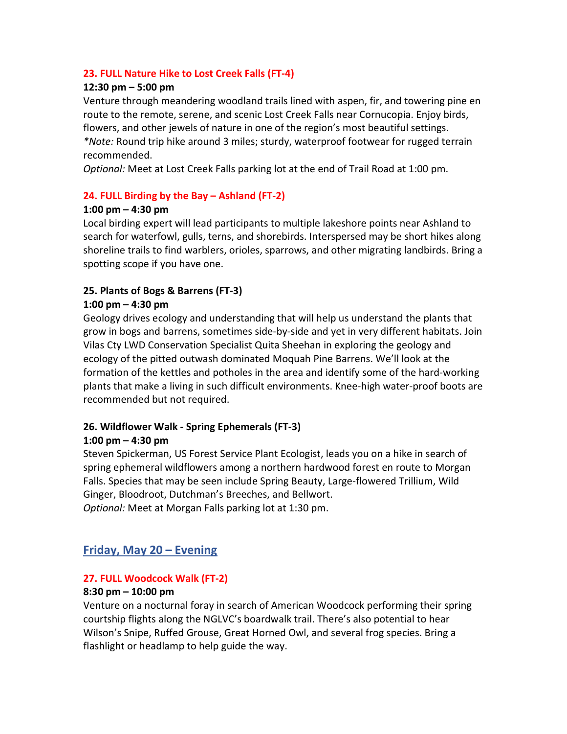### 23. FULL Nature Hike to Lost Creek Falls (FT-4)

**12:30 pm – 5:00 pm**

Venture through meandering woodland trails lined with aspen, fir, and towering pine en route to the remote, serene, and scenic Lost Creek Falls near Cornucopia. Enjoy birds, flowers, and other jewels of nature in one of the region's most beautiful settings.
**Note:* Round trip hike around 3 miles; sturdy, waterproof footwear for rugged terrain recommended.
*Optional:* Meet at Lost Creek Falls parking lot at the end of Trail Road at 1:00 pm.

### 24. FULL Birding by the Bay – Ashland (FT-2)

**1:00 pm – 4:30 pm**

Local birding expert will lead participants to multiple lakeshore points near Ashland to search for waterfowl, gulls, terns, and shorebirds. Interspersed may be short hikes along shoreline trails to find warblers, orioles, sparrows, and other migrating landbirds. Bring a spotting scope if you have one.

### 25. Plants of Bogs & Barrens (FT-3)

**1:00 pm – 4:30 pm**

Geology drives ecology and understanding that will help us understand the plants that grow in bogs and barrens, sometimes side-by-side and yet in very different habitats. Join Vilas Cty LWD Conservation Specialist Quita Sheehan in exploring the geology and ecology of the pitted outwash dominated Moquah Pine Barrens. We'll look at the formation of the kettles and potholes in the area and identify some of the hard-working plants that make a living in such difficult environments. Knee-high water-proof boots are recommended but not required.

### 26. Wildflower Walk - Spring Ephemerals (FT-3)

**1:00 pm – 4:30 pm**

Steven Spickerman, US Forest Service Plant Ecologist, leads you on a hike in search of spring ephemeral wildflowers among a northern hardwood forest en route to Morgan Falls. Species that may be seen include Spring Beauty, Large-flowered Trillium, Wild Ginger, Bloodroot, Dutchman's Breeches, and Bellwort.
*Optional:* Meet at Morgan Falls parking lot at 1:30 pm.

## Friday, May 20 – Evening

### 27. FULL Woodcock Walk (FT-2)

**8:30 pm – 10:00 pm**

Venture on a nocturnal foray in search of American Woodcock performing their spring courtship flights along the NGLVC's boardwalk trail. There's also potential to hear Wilson's Snipe, Ruffed Grouse, Great Horned Owl, and several frog species. Bring a flashlight or headlamp to help guide the way.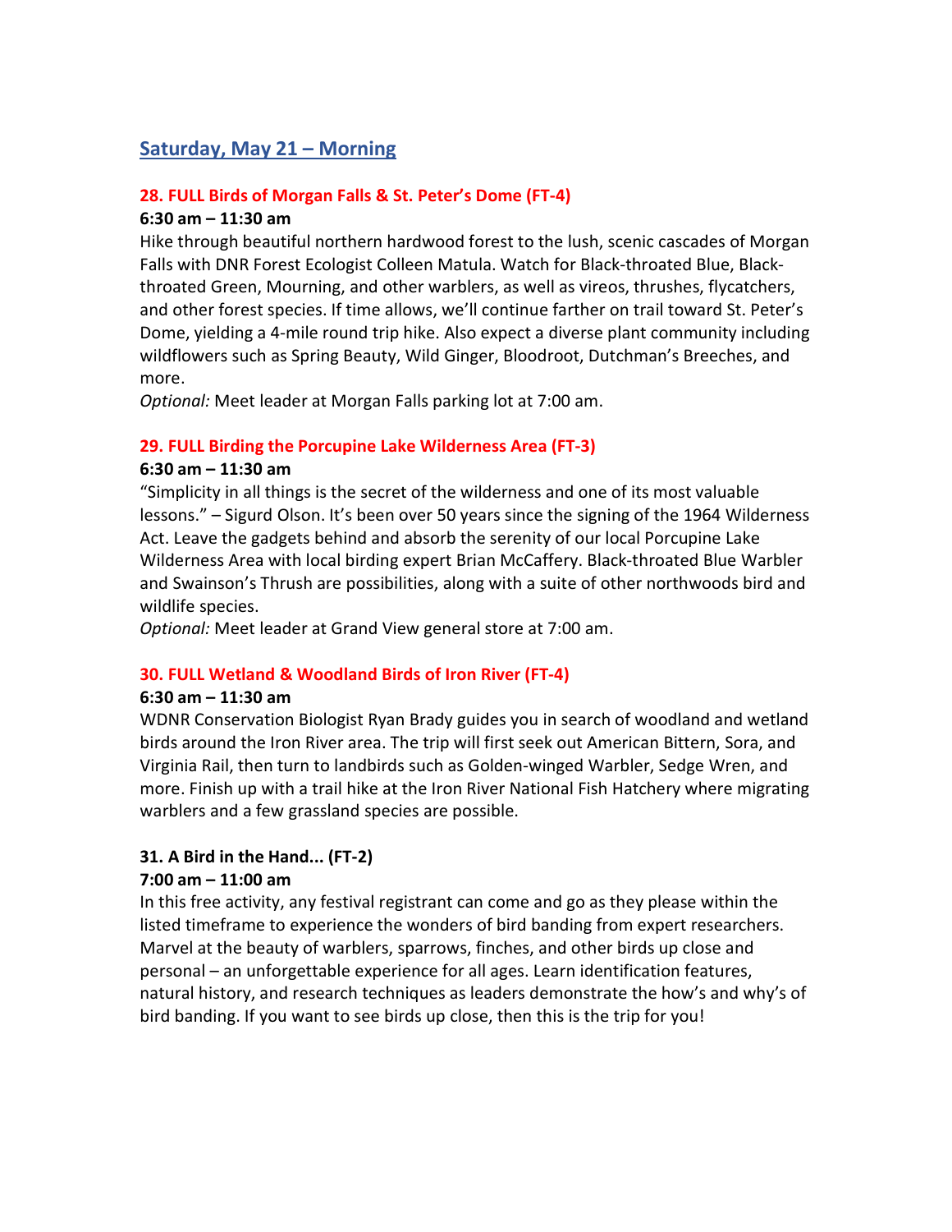## Saturday, May 21 – Morning

### 28. FULL Birds of Morgan Falls & St. Peter's Dome (FT-4)

**6:30 am – 11:30 am**

Hike through beautiful northern hardwood forest to the lush, scenic cascades of Morgan Falls with DNR Forest Ecologist Colleen Matula. Watch for Black-throated Blue, Black-throated Green, Mourning, and other warblers, as well as vireos, thrushes, flycatchers, and other forest species. If time allows, we'll continue farther on trail toward St. Peter's Dome, yielding a 4-mile round trip hike. Also expect a diverse plant community including wildflowers such as Spring Beauty, Wild Ginger, Bloodroot, Dutchman's Breeches, and more.

*Optional:* Meet leader at Morgan Falls parking lot at 7:00 am.

### 29. FULL Birding the Porcupine Lake Wilderness Area (FT-3)

**6:30 am – 11:30 am**

"Simplicity in all things is the secret of the wilderness and one of its most valuable lessons." – Sigurd Olson. It's been over 50 years since the signing of the 1964 Wilderness Act. Leave the gadgets behind and absorb the serenity of our local Porcupine Lake Wilderness Area with local birding expert Brian McCaffery. Black-throated Blue Warbler and Swainson's Thrush are possibilities, along with a suite of other northwoods bird and wildlife species.

*Optional:* Meet leader at Grand View general store at 7:00 am.

### 30. FULL Wetland & Woodland Birds of Iron River (FT-4)

**6:30 am – 11:30 am**

WDNR Conservation Biologist Ryan Brady guides you in search of woodland and wetland birds around the Iron River area. The trip will first seek out American Bittern, Sora, and Virginia Rail, then turn to landbirds such as Golden-winged Warbler, Sedge Wren, and more. Finish up with a trail hike at the Iron River National Fish Hatchery where migrating warblers and a few grassland species are possible.

### 31. A Bird in the Hand... (FT-2)

**7:00 am – 11:00 am**

In this free activity, any festival registrant can come and go as they please within the listed timeframe to experience the wonders of bird banding from expert researchers. Marvel at the beauty of warblers, sparrows, finches, and other birds up close and personal – an unforgettable experience for all ages. Learn identification features, natural history, and research techniques as leaders demonstrate the how's and why's of bird banding. If you want to see birds up close, then this is the trip for you!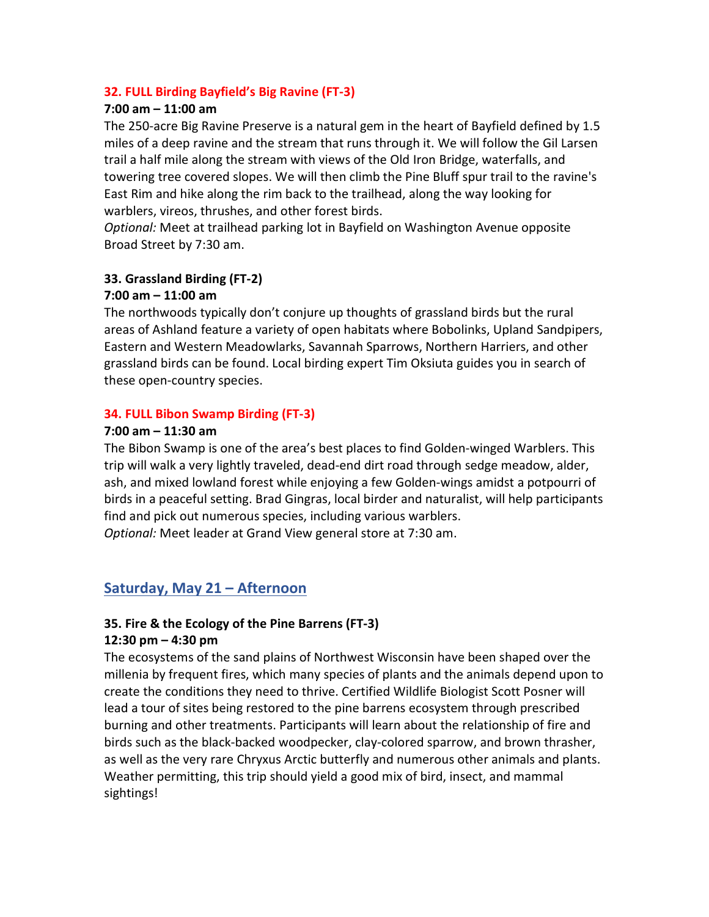### 32. FULL Birding Bayfield's Big Ravine (FT-3)

**7:00 am – 11:00 am**

The 250-acre Big Ravine Preserve is a natural gem in the heart of Bayfield defined by 1.5 miles of a deep ravine and the stream that runs through it. We will follow the Gil Larsen trail a half mile along the stream with views of the Old Iron Bridge, waterfalls, and towering tree covered slopes. We will then climb the Pine Bluff spur trail to the ravine's East Rim and hike along the rim back to the trailhead, along the way looking for warblers, vireos, thrushes, and other forest birds.

*Optional:* Meet at trailhead parking lot in Bayfield on Washington Avenue opposite Broad Street by 7:30 am.

### 33. Grassland Birding (FT-2)

**7:00 am – 11:00 am**

The northwoods typically don't conjure up thoughts of grassland birds but the rural areas of Ashland feature a variety of open habitats where Bobolinks, Upland Sandpipers, Eastern and Western Meadowlarks, Savannah Sparrows, Northern Harriers, and other grassland birds can be found. Local birding expert Tim Oksiuta guides you in search of these open-country species.

### 34. FULL Bibon Swamp Birding (FT-3)

**7:00 am – 11:30 am**

The Bibon Swamp is one of the area's best places to find Golden-winged Warblers. This trip will walk a very lightly traveled, dead-end dirt road through sedge meadow, alder, ash, and mixed lowland forest while enjoying a few Golden-wings amidst a potpourri of birds in a peaceful setting. Brad Gingras, local birder and naturalist, will help participants find and pick out numerous species, including various warblers.

*Optional:* Meet leader at Grand View general store at 7:30 am.

## Saturday, May 21 – Afternoon

### 35. Fire & the Ecology of the Pine Barrens (FT-3)

**12:30 pm – 4:30 pm**

The ecosystems of the sand plains of Northwest Wisconsin have been shaped over the millenia by frequent fires, which many species of plants and the animals depend upon to create the conditions they need to thrive. Certified Wildlife Biologist Scott Posner will lead a tour of sites being restored to the pine barrens ecosystem through prescribed burning and other treatments. Participants will learn about the relationship of fire and birds such as the black-backed woodpecker, clay-colored sparrow, and brown thrasher, as well as the very rare Chryxus Arctic butterfly and numerous other animals and plants. Weather permitting, this trip should yield a good mix of bird, insect, and mammal sightings!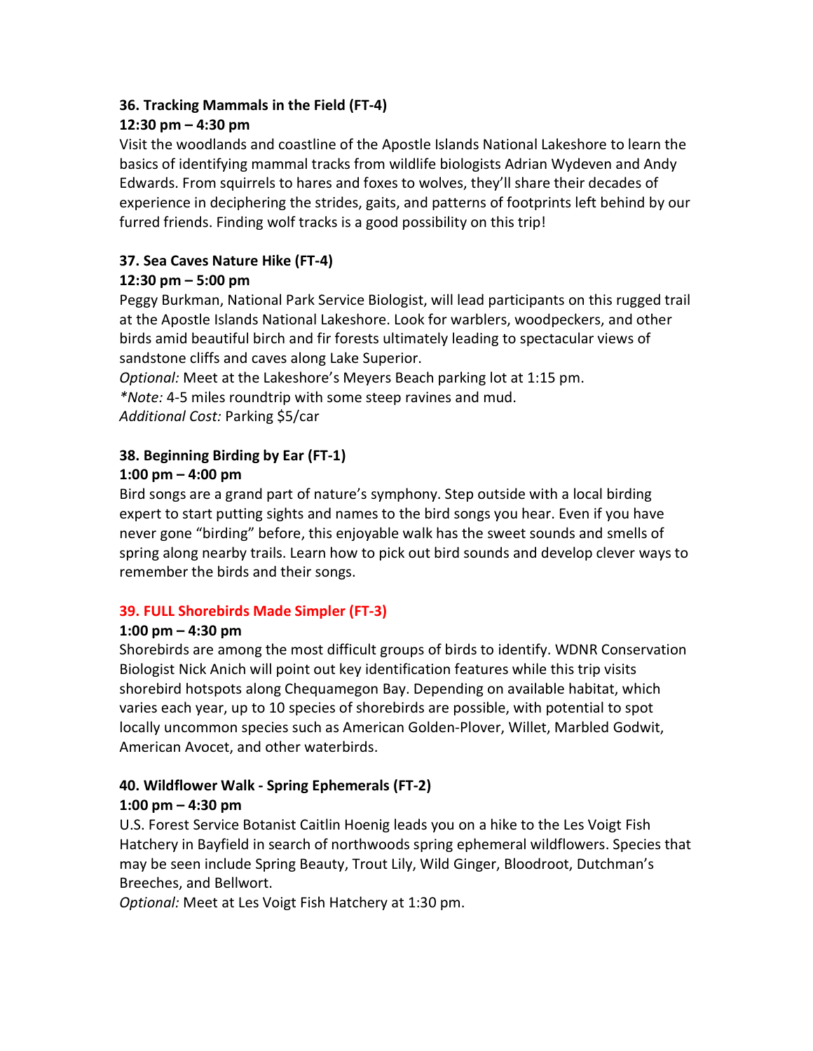### 36. Tracking Mammals in the Field (FT-4)

**12:30 pm – 4:30 pm**

Visit the woodlands and coastline of the Apostle Islands National Lakeshore to learn the basics of identifying mammal tracks from wildlife biologists Adrian Wydeven and Andy Edwards. From squirrels to hares and foxes to wolves, they'll share their decades of experience in deciphering the strides, gaits, and patterns of footprints left behind by our furred friends. Finding wolf tracks is a good possibility on this trip!

### 37. Sea Caves Nature Hike (FT-4)

**12:30 pm – 5:00 pm**

Peggy Burkman, National Park Service Biologist, will lead participants on this rugged trail at the Apostle Islands National Lakeshore. Look for warblers, woodpeckers, and other birds amid beautiful birch and fir forests ultimately leading to spectacular views of sandstone cliffs and caves along Lake Superior.

*Optional:* Meet at the Lakeshore's Meyers Beach parking lot at 1:15 pm.

**Note:* 4-5 miles roundtrip with some steep ravines and mud.

*Additional Cost:* Parking $5/car

### 38. Beginning Birding by Ear (FT-1)

**1:00 pm – 4:00 pm**

Bird songs are a grand part of nature's symphony. Step outside with a local birding expert to start putting sights and names to the bird songs you hear. Even if you have never gone "birding" before, this enjoyable walk has the sweet sounds and smells of spring along nearby trails. Learn how to pick out bird sounds and develop clever ways to remember the birds and their songs.

### 39. FULL Shorebirds Made Simpler (FT-3)

**1:00 pm – 4:30 pm**

Shorebirds are among the most difficult groups of birds to identify. WDNR Conservation Biologist Nick Anich will point out key identification features while this trip visits shorebird hotspots along Chequamegon Bay. Depending on available habitat, which varies each year, up to 10 species of shorebirds are possible, with potential to spot locally uncommon species such as American Golden-Plover, Willet, Marbled Godwit, American Avocet, and other waterbirds.

### 40. Wildflower Walk - Spring Ephemerals (FT-2)

**1:00 pm – 4:30 pm**

U.S. Forest Service Botanist Caitlin Hoenig leads you on a hike to the Les Voigt Fish Hatchery in Bayfield in search of northwoods spring ephemeral wildflowers. Species that may be seen include Spring Beauty, Trout Lily, Wild Ginger, Bloodroot, Dutchman's Breeches, and Bellwort.

*Optional:* Meet at Les Voigt Fish Hatchery at 1:30 pm.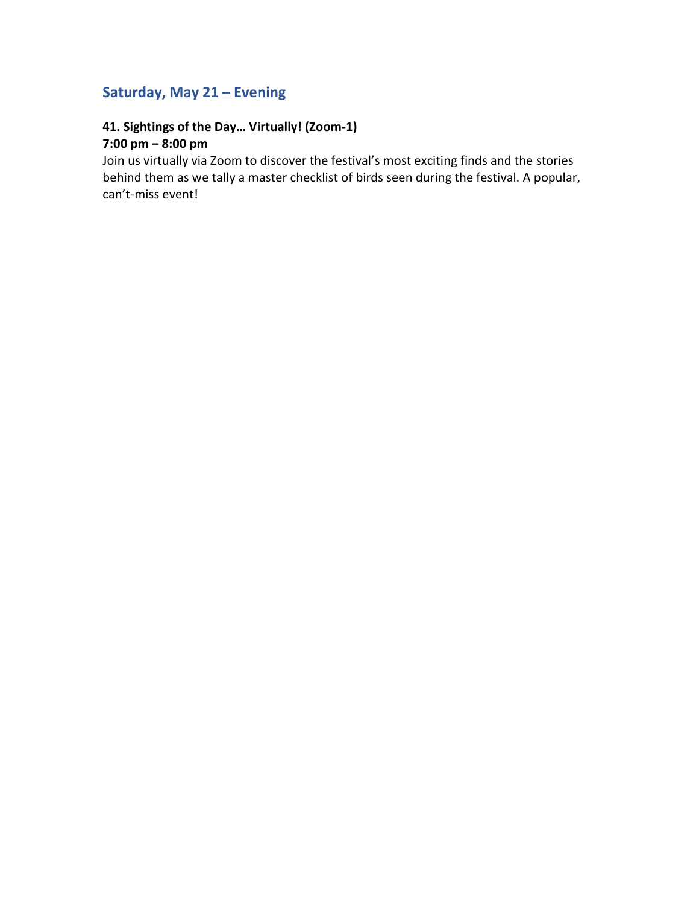## Saturday, May 21 – Evening

**41. Sightings of the Day… Virtually! (Zoom-1)**
**7:00 pm – 8:00 pm**
Join us virtually via Zoom to discover the festival's most exciting finds and the stories behind them as we tally a master checklist of birds seen during the festival. A popular, can't-miss event!